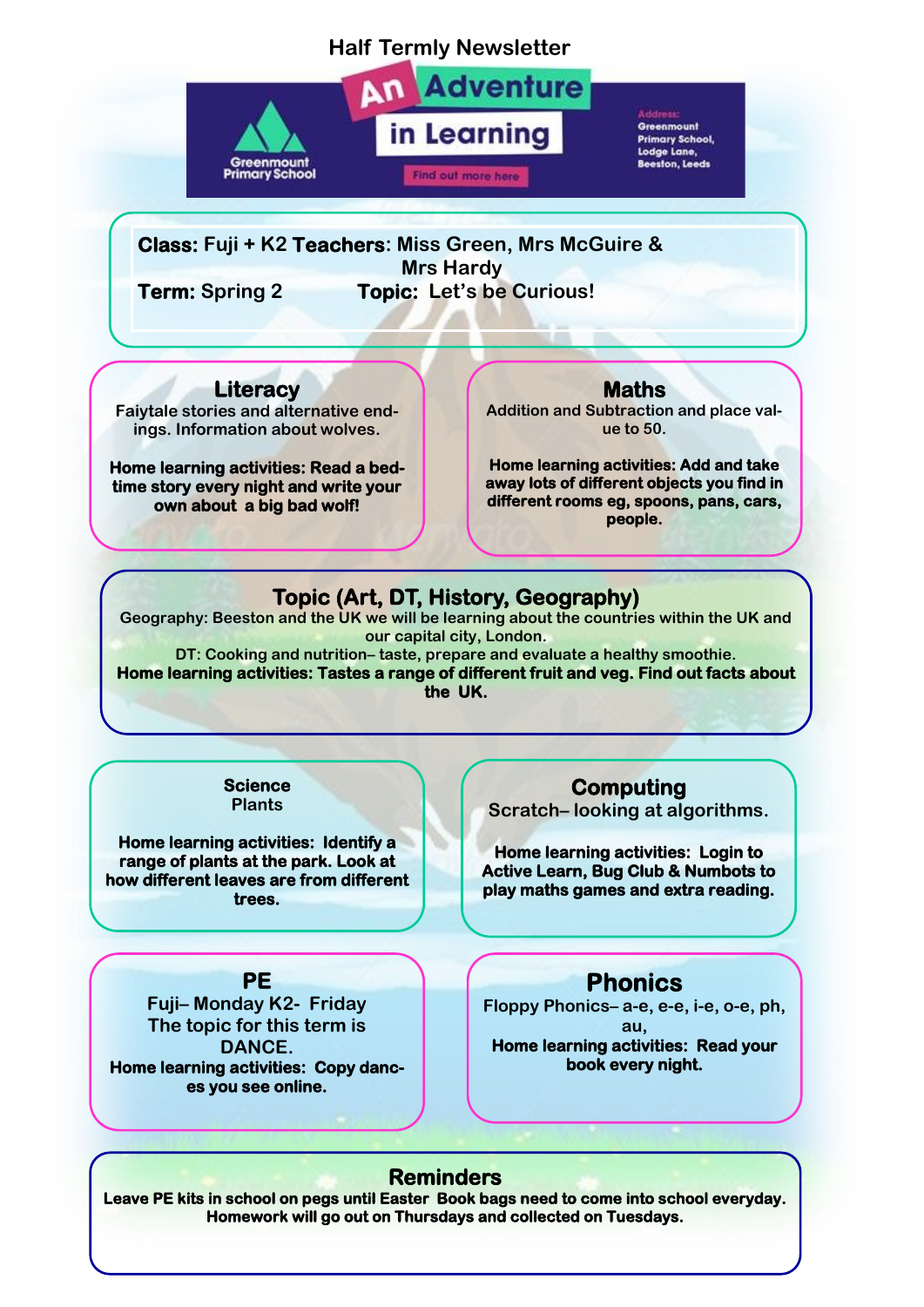# Half Termly Newsletter

An Adventure in Learning

Greenmount Primary School

Find out more here

Address: Greenmount Primary School, Lodge Lane, Beeston, Leeds

**Class:** Fuji + K2 **Teachers**: Miss Green, Mrs McGuire & Mrs Hardy

**Term:** Spring 2 **Topic:** Let's be Curious!

## Literacy

Faiytale stories and alternative endings. Information about wolves.

**Home learning activities: Read a bedtime story every night and write your own about a big bad wolf!**

## Maths

Addition and Subtraction and place value to 50.

**Home learning activities: Add and take away lots of different objects you find in different rooms eg, spoons, pans, cars, people.**

## Topic (Art, DT, History, Geography)

Geography: Beeston and the UK we will be learning about the countries within the UK and our capital city, London.

DT: Cooking and nutrition– taste, prepare and evaluate a healthy smoothie.

**Home learning activities: Tastes a range of different fruit and veg. Find out facts about the UK.**

## Science

Plants

**Home learning activities: Identify a range of plants at the park. Look at how different leaves are from different trees.**

## Computing

Scratch– looking at algorithms.

**Home learning activities: Login to Active Learn, Bug Club & Numbots to play maths games and extra reading.**

## PE

Fuji– Monday K2- Friday

The topic for this term is DANCE.

**Home learning activities: Copy dances you see online.**

## Phonics

Floppy Phonics– a-e, e-e, i-e, o-e, ph, au,

**Home learning activities: Read your book every night.**

## Reminders

**Leave PE kits in school on pegs until Easter Book bags need to come into school everyday. Homework will go out on Thursdays and collected on Tuesdays.**